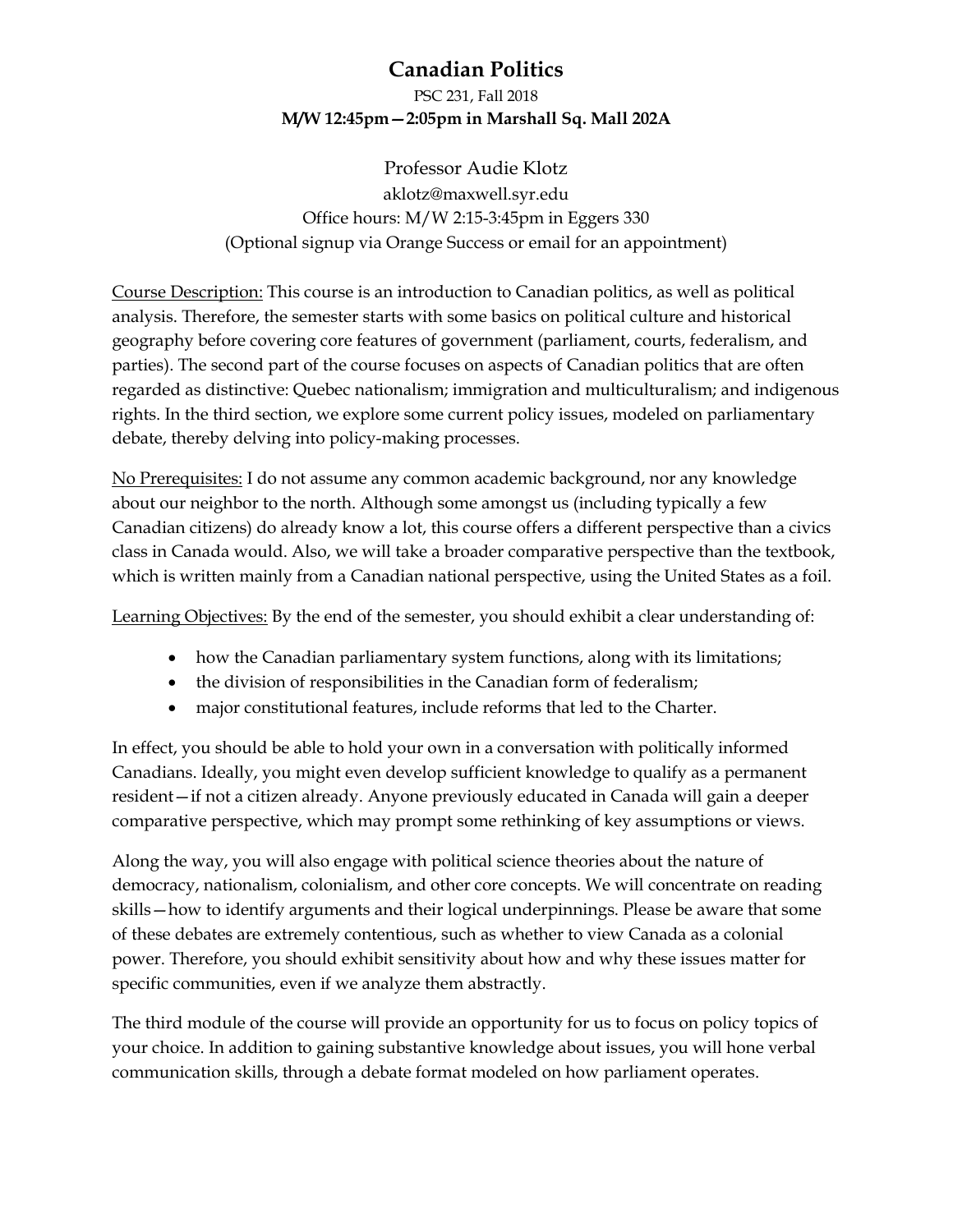# Canadian Politics

PSC 231, Fall 2018

**M/W 12:45pm—2:05pm in Marshall Sq. Mall 202A**

Professor Audie Klotz

aklotz@maxwell.syr.edu

Office hours: M/W 2:15-3:45pm in Eggers 330

(Optional signup via Orange Success or email for an appointment)

<u>Course Description:</u> This course is an introduction to Canadian politics, as well as political analysis. Therefore, the semester starts with some basics on political culture and historical geography before covering core features of government (parliament, courts, federalism, and parties). The second part of the course focuses on aspects of Canadian politics that are often regarded as distinctive: Quebec nationalism; immigration and multiculturalism; and indigenous rights. In the third section, we explore some current policy issues, modeled on parliamentary debate, thereby delving into policy-making processes.

<u>No Prerequisites:</u> I do not assume any common academic background, nor any knowledge about our neighbor to the north. Although some amongst us (including typically a few Canadian citizens) do already know a lot, this course offers a different perspective than a civics class in Canada would. Also, we will take a broader comparative perspective than the textbook, which is written mainly from a Canadian national perspective, using the United States as a foil.

<u>Learning Objectives:</u> By the end of the semester, you should exhibit a clear understanding of:

- how the Canadian parliamentary system functions, along with its limitations;
- the division of responsibilities in the Canadian form of federalism;
- major constitutional features, include reforms that led to the Charter.

In effect, you should be able to hold your own in a conversation with politically informed Canadians. Ideally, you might even develop sufficient knowledge to qualify as a permanent resident—if not a citizen already. Anyone previously educated in Canada will gain a deeper comparative perspective, which may prompt some rethinking of key assumptions or views.

Along the way, you will also engage with political science theories about the nature of democracy, nationalism, colonialism, and other core concepts. We will concentrate on reading skills—how to identify arguments and their logical underpinnings. Please be aware that some of these debates are extremely contentious, such as whether to view Canada as a colonial power. Therefore, you should exhibit sensitivity about how and why these issues matter for specific communities, even if we analyze them abstractly.

The third module of the course will provide an opportunity for us to focus on policy topics of your choice. In addition to gaining substantive knowledge about issues, you will hone verbal communication skills, through a debate format modeled on how parliament operates.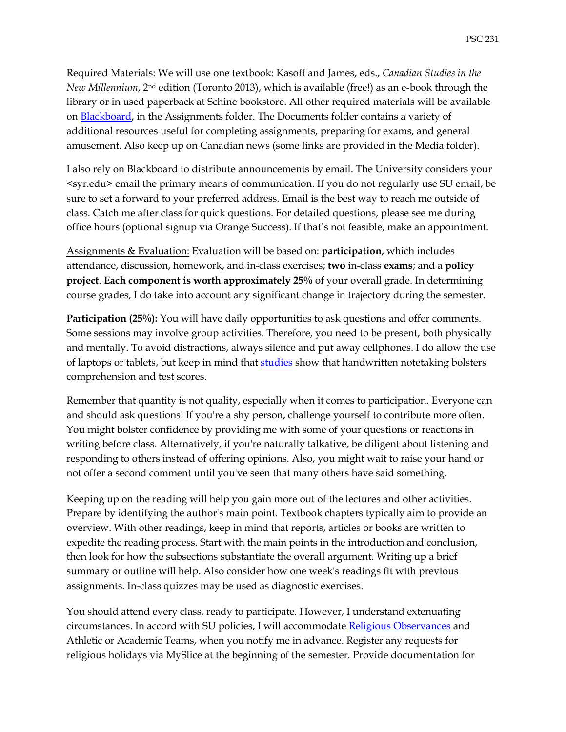Required Materials: We will use one textbook: Kasoff and James, eds., *Canadian Studies in the New Millennium*, 2nd edition (Toronto 2013), which is available (free!) as an e-book through the library or in used paperback at Schine bookstore. All other required materials will be available on Blackboard, in the Assignments folder. The Documents folder contains a variety of additional resources useful for completing assignments, preparing for exams, and general amusement. Also keep up on Canadian news (some links are provided in the Media folder).

I also rely on Blackboard to distribute announcements by email. The University considers your <syr.edu> email the primary means of communication. If you do not regularly use SU email, be sure to set a forward to your preferred address. Email is the best way to reach me outside of class. Catch me after class for quick questions. For detailed questions, please see me during office hours (optional signup via Orange Success). If that's not feasible, make an appointment.

Assignments & Evaluation: Evaluation will be based on: **participation**, which includes attendance, discussion, homework, and in-class exercises; **two** in-class **exams**; and a **policy project**. **Each component is worth approximately 25%** of your overall grade. In determining course grades, I do take into account any significant change in trajectory during the semester.

**Participation (25%):** You will have daily opportunities to ask questions and offer comments. Some sessions may involve group activities. Therefore, you need to be present, both physically and mentally. To avoid distractions, always silence and put away cellphones. I do allow the use of laptops or tablets, but keep in mind that studies show that handwritten notetaking bolsters comprehension and test scores.

Remember that quantity is not quality, especially when it comes to participation. Everyone can and should ask questions! If you're a shy person, challenge yourself to contribute more often. You might bolster confidence by providing me with some of your questions or reactions in writing before class. Alternatively, if you're naturally talkative, be diligent about listening and responding to others instead of offering opinions. Also, you might wait to raise your hand or not offer a second comment until you've seen that many others have said something.

Keeping up on the reading will help you gain more out of the lectures and other activities. Prepare by identifying the author's main point. Textbook chapters typically aim to provide an overview. With other readings, keep in mind that reports, articles or books are written to expedite the reading process. Start with the main points in the introduction and conclusion, then look for how the subsections substantiate the overall argument. Writing up a brief summary or outline will help. Also consider how one week's readings fit with previous assignments. In-class quizzes may be used as diagnostic exercises.

You should attend every class, ready to participate. However, I understand extenuating circumstances. In accord with SU policies, I will accommodate Religious Observances and Athletic or Academic Teams, when you notify me in advance. Register any requests for religious holidays via MySlice at the beginning of the semester. Provide documentation for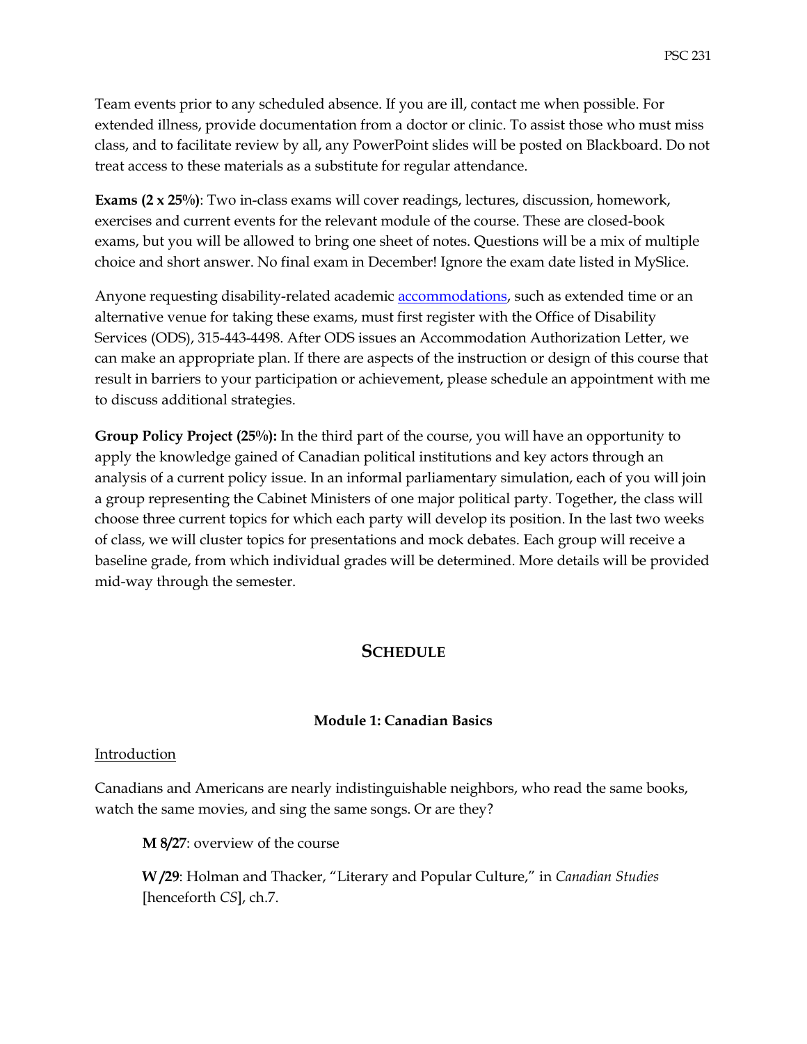Team events prior to any scheduled absence. If you are ill, contact me when possible. For extended illness, provide documentation from a doctor or clinic. To assist those who must miss class, and to facilitate review by all, any PowerPoint slides will be posted on Blackboard. Do not treat access to these materials as a substitute for regular attendance.

**Exams (2 x 25%)**: Two in-class exams will cover readings, lectures, discussion, homework, exercises and current events for the relevant module of the course. These are closed-book exams, but you will be allowed to bring one sheet of notes. Questions will be a mix of multiple choice and short answer. No final exam in December! Ignore the exam date listed in MySlice.

Anyone requesting disability-related academic accommodations, such as extended time or an alternative venue for taking these exams, must first register with the Office of Disability Services (ODS), 315-443-4498. After ODS issues an Accommodation Authorization Letter, we can make an appropriate plan. If there are aspects of the instruction or design of this course that result in barriers to your participation or achievement, please schedule an appointment with me to discuss additional strategies.

**Group Policy Project (25%):** In the third part of the course, you will have an opportunity to apply the knowledge gained of Canadian political institutions and key actors through an analysis of a current policy issue. In an informal parliamentary simulation, each of you will join a group representing the Cabinet Ministers of one major political party. Together, the class will choose three current topics for which each party will develop its position. In the last two weeks of class, we will cluster topics for presentations and mock debates. Each group will receive a baseline grade, from which individual grades will be determined. More details will be provided mid-way through the semester.

## SCHEDULE

### Module 1: Canadian Basics

Introduction

Canadians and Americans are nearly indistinguishable neighbors, who read the same books, watch the same movies, and sing the same songs. Or are they?

**M 8/27**: overview of the course

**W /29**: Holman and Thacker, "Literary and Popular Culture," in *Canadian Studies* [henceforth *CS*], ch.7.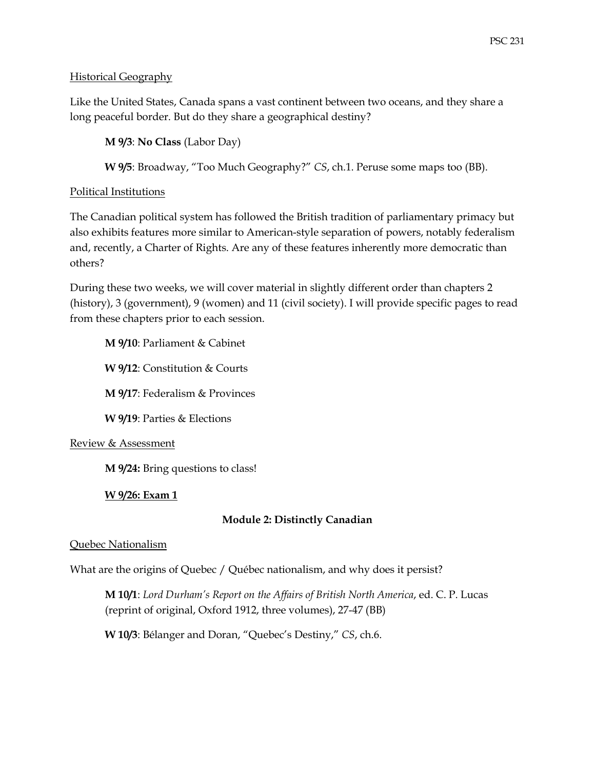Historical Geography

Like the United States, Canada spans a vast continent between two oceans, and they share a long peaceful border. But do they share a geographical destiny?

**M 9/3**: **No Class** (Labor Day)

**W 9/5**: Broadway, "Too Much Geography?" *CS*, ch.1. Peruse some maps too (BB).

Political Institutions

The Canadian political system has followed the British tradition of parliamentary primacy but also exhibits features more similar to American-style separation of powers, notably federalism and, recently, a Charter of Rights. Are any of these features inherently more democratic than others?

During these two weeks, we will cover material in slightly different order than chapters 2 (history), 3 (government), 9 (women) and 11 (civil society). I will provide specific pages to read from these chapters prior to each session.

**M 9/10**: Parliament & Cabinet

**W 9/12**: Constitution & Courts

**M 9/17**: Federalism & Provinces

**W 9/19**: Parties & Elections

Review & Assessment

**M 9/24:** Bring questions to class!

**W 9/26: Exam 1**

## Module 2: Distinctly Canadian

Quebec Nationalism

What are the origins of Quebec / Québec nationalism, and why does it persist?

**M 10/1**: *Lord Durham's Report on the Affairs of British North America*, ed. C. P. Lucas (reprint of original, Oxford 1912, three volumes), 27-47 (BB)

**W 10/3**: Bélanger and Doran, "Quebec's Destiny," *CS*, ch.6.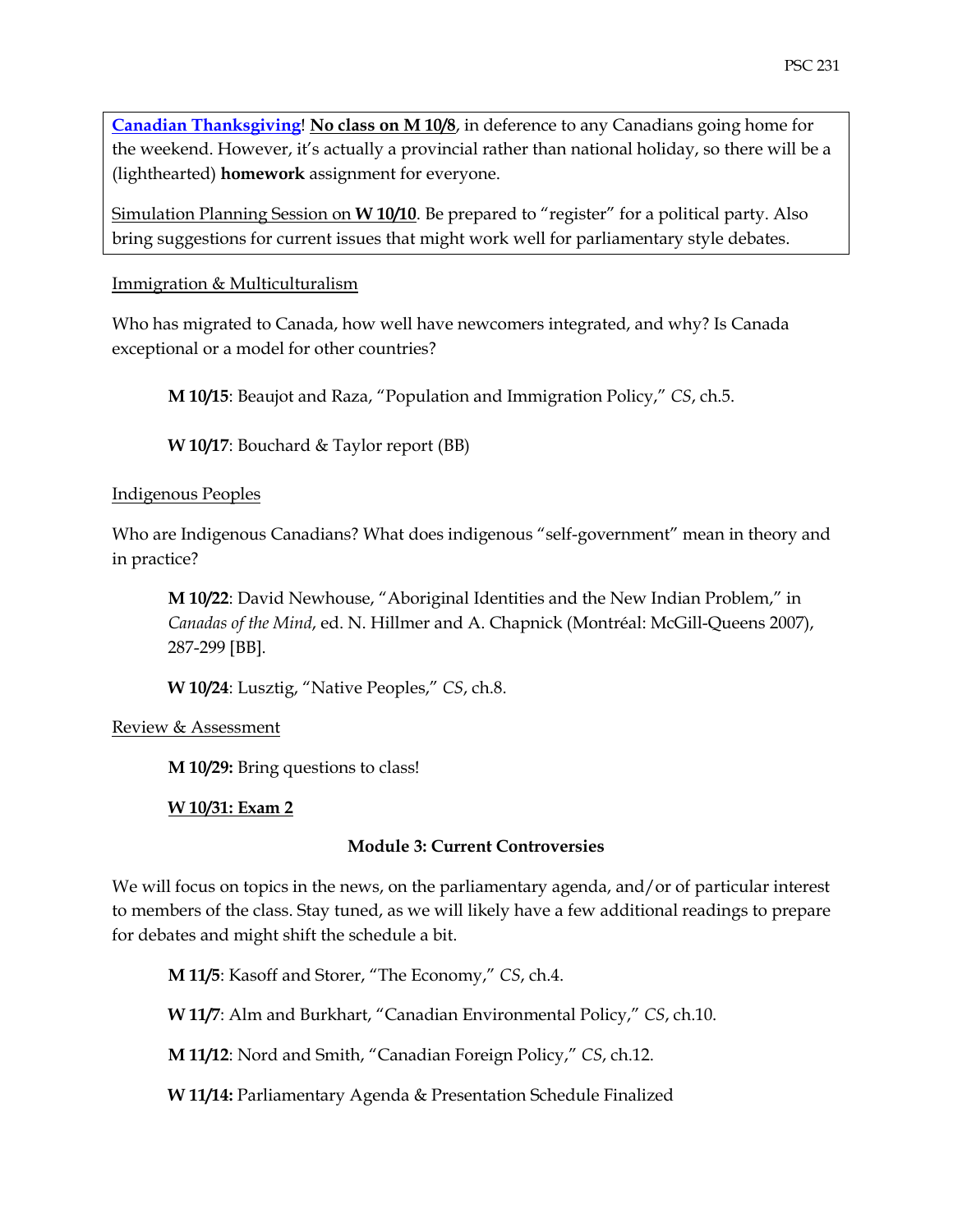**[Canadian Thanksgiving](#)**! **No class on M 10/8**, in deference to any Canadians going home for the weekend. However, it's actually a provincial rather than national holiday, so there will be a (lighthearted) **homework** assignment for everyone.

Simulation Planning Session on **W 10/10**. Be prepared to "register" for a political party. Also bring suggestions for current issues that might work well for parliamentary style debates.

Immigration & Multiculturalism

Who has migrated to Canada, how well have newcomers integrated, and why? Is Canada exceptional or a model for other countries?

> **M 10/15**: Beaujot and Raza, "Population and Immigration Policy," *CS*, ch.5.
>
> **W 10/17**: Bouchard & Taylor report (BB)

Indigenous Peoples

Who are Indigenous Canadians? What does indigenous "self-government" mean in theory and in practice?

> **M 10/22**: David Newhouse, "Aboriginal Identities and the New Indian Problem," in *Canadas of the Mind*, ed. N. Hillmer and A. Chapnick (Montréal: McGill-Queens 2007), 287-299 [BB].
>
> **W 10/24**: Lusztig, "Native Peoples," *CS*, ch.8.

Review & Assessment

> **M 10/29:** Bring questions to class!
>
> **W 10/31: Exam 2**

## Module 3: Current Controversies

We will focus on topics in the news, on the parliamentary agenda, and/or of particular interest to members of the class. Stay tuned, as we will likely have a few additional readings to prepare for debates and might shift the schedule a bit.

> **M 11/5**: Kasoff and Storer, "The Economy," *CS*, ch.4.
>
> **W 11/7**: Alm and Burkhart, "Canadian Environmental Policy," *CS*, ch.10.
>
> **M 11/12**: Nord and Smith, "Canadian Foreign Policy," *CS*, ch.12.
>
> **W 11/14:** Parliamentary Agenda & Presentation Schedule Finalized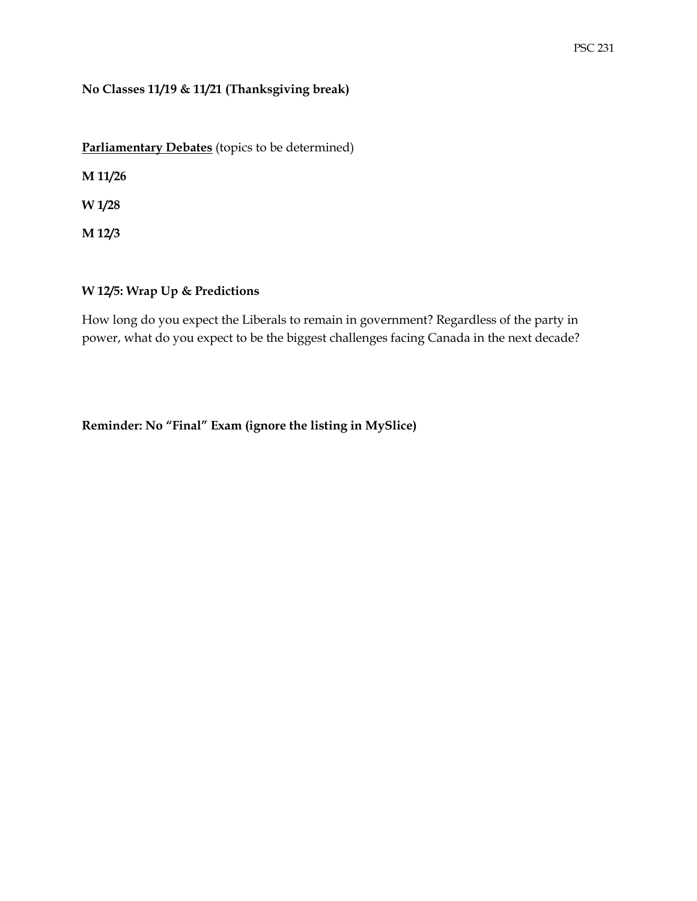**No Classes 11/19 & 11/21 (Thanksgiving break)**

**Parliamentary Debates** (topics to be determined)

**M 11/26**

**W 1/28**

**M 12/3**

**W 12/5: Wrap Up & Predictions**

How long do you expect the Liberals to remain in government? Regardless of the party in power, what do you expect to be the biggest challenges facing Canada in the next decade?

**Reminder: No "Final" Exam (ignore the listing in MySlice)**